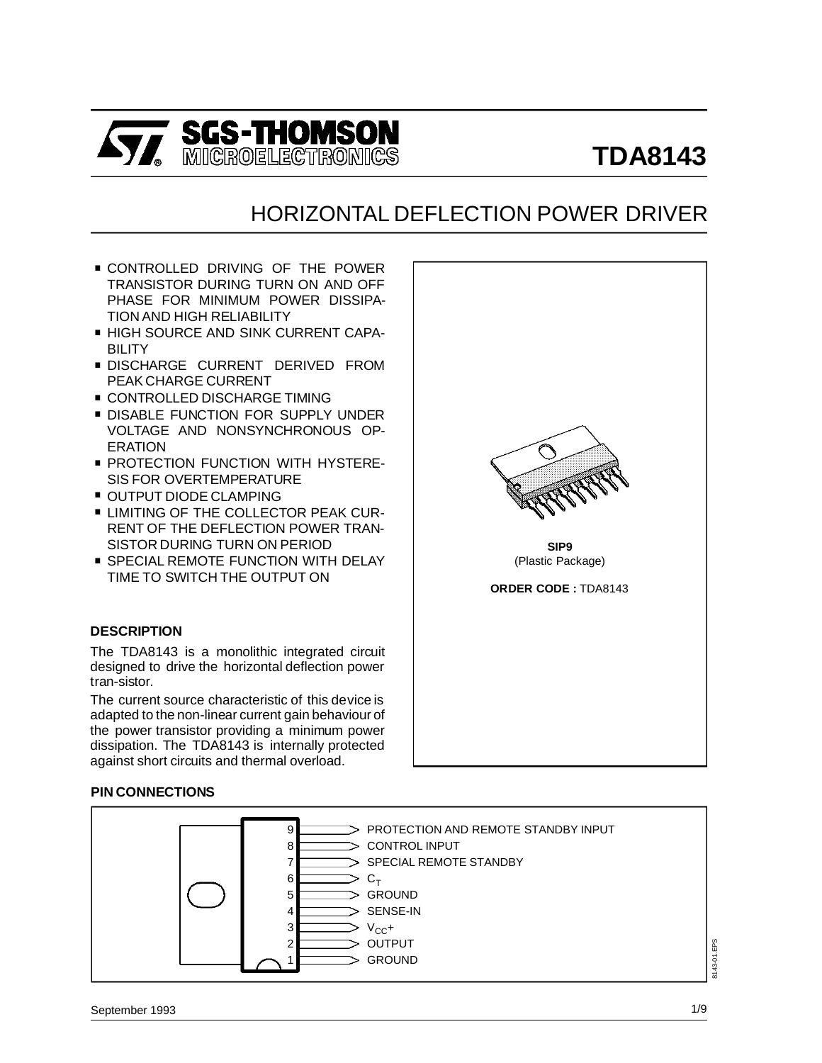# TDA8143

## HORIZONTAL DEFLECTION POWER DRIVER

- CONTROLLED DRIVING OF THE POWER TRANSISTOR DURING TURN ON AND OFF PHASE FOR MINIMUM POWER DISSIPATION AND HIGH RELIABILITY
- HIGH SOURCE AND SINK CURRENT CAPABILITY
- DISCHARGE CURRENT DERIVED FROM PEAK CHARGE CURRENT
- CONTROLLED DISCHARGE TIMING
- DISABLE FUNCTION FOR SUPPLY UNDER VOLTAGE AND NONSYNCHRONOUS OPERATION
- PROTECTION FUNCTION WITH HYSTERESIS FOR OVERTEMPERATURE
- OUTPUT DIODE CLAMPING
- LIMITING OF THE COLLECTOR PEAK CURRENT OF THE DEFLECTION POWER TRANSISTOR DURING TURN ON PERIOD
- SPECIAL REMOTE FUNCTION WITH DELAY TIME TO SWITCH THE OUTPUT ON

**SIP9**
(Plastic Package)

**ORDER CODE :** TDA8143

### DESCRIPTION

The TDA8143 is a monolithic integrated circuit designed to drive the horizontal deflection power tran-sistor.

The current source characteristic of this device is adapted to the non-linear current gain behaviour of the power transistor providing a minimum power dissipation. The TDA8143 is internally protected against short circuits and thermal overload.

### PIN CONNECTIONS

| Pin | Function |
|---|---|
| 9 | PROTECTION AND REMOTE STANDBY INPUT |
| 8 | CONTROL INPUT |
| 7 | SPECIAL REMOTE STANDBY |
| 6 | $C_T$ |
| 5 | GROUND |
| 4 | SENSE-IN |
| 3 | $V_{CC}+$ |
| 2 | OUTPUT |
| 1 | GROUND |

September 1993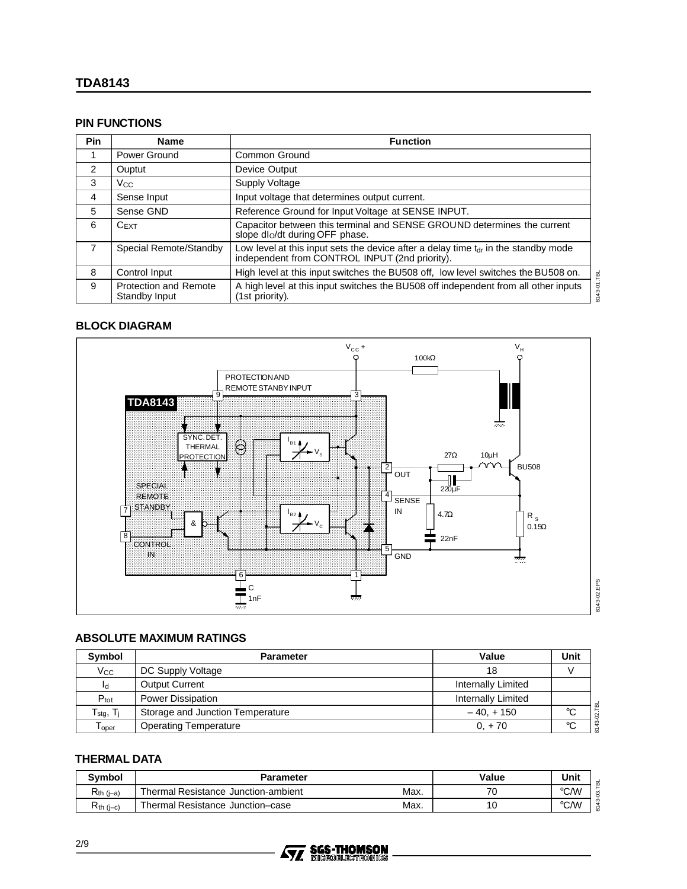## PIN FUNCTIONS

| Pin | Name | Function |
|---|---|---|
| 1 | Power Ground | Common Ground |
| 2 | Ouptut | Device Output |
| 3 | $V_{CC}$ | Supply Voltage |
| 4 | Sense Input | Input voltage that determines output current. |
| 5 | Sense GND | Reference Ground for Input Voltage at SENSE INPUT. |
| 6 | $C_{EXT}$ | Capacitor between this terminal and SENSE GROUND determines the current slope $dI_O/dt$ during OFF phase. |
| 7 | Special Remote/Standby | Low level at this input sets the device after a delay time $t_{dr}$ in the standby mode independent from CONTROL INPUT (2nd priority). |
| 8 | Control Input | High level at this input switches the BU508 off, low level switches the BU508 on. |
| 9 | Protection and Remote Standby Input | A high level at this input switches the BU508 off independent from all other inputs (1st priority). |

## BLOCK DIAGRAM

## ABSOLUTE MAXIMUM RATINGS

| Symbol | Parameter | Value | Unit |
|---|---|---|---|
| $V_{CC}$ | DC Supply Voltage | 18 | V |
| $I_d$ | Output Current | Internally Limited | |
| $P_{tot}$ | Power Dissipation | Internally Limited | |
| $T_{stg}$, $T_j$ | Storage and Junction Temperature | – 40, + 150 | °C |
| $T_{oper}$ | Operating Temperature | 0, + 70 | °C |

## THERMAL DATA

| Symbol | Parameter | | Value | Unit |
|---|---|---|---|---|
| $R_{th\ (j–a)}$ | Thermal Resistance Junction-ambient | Max. | 70 | °C/W |
| $R_{th\ (j–c)}$ | Thermal Resistance Junction–case | Max. | 10 | °C/W |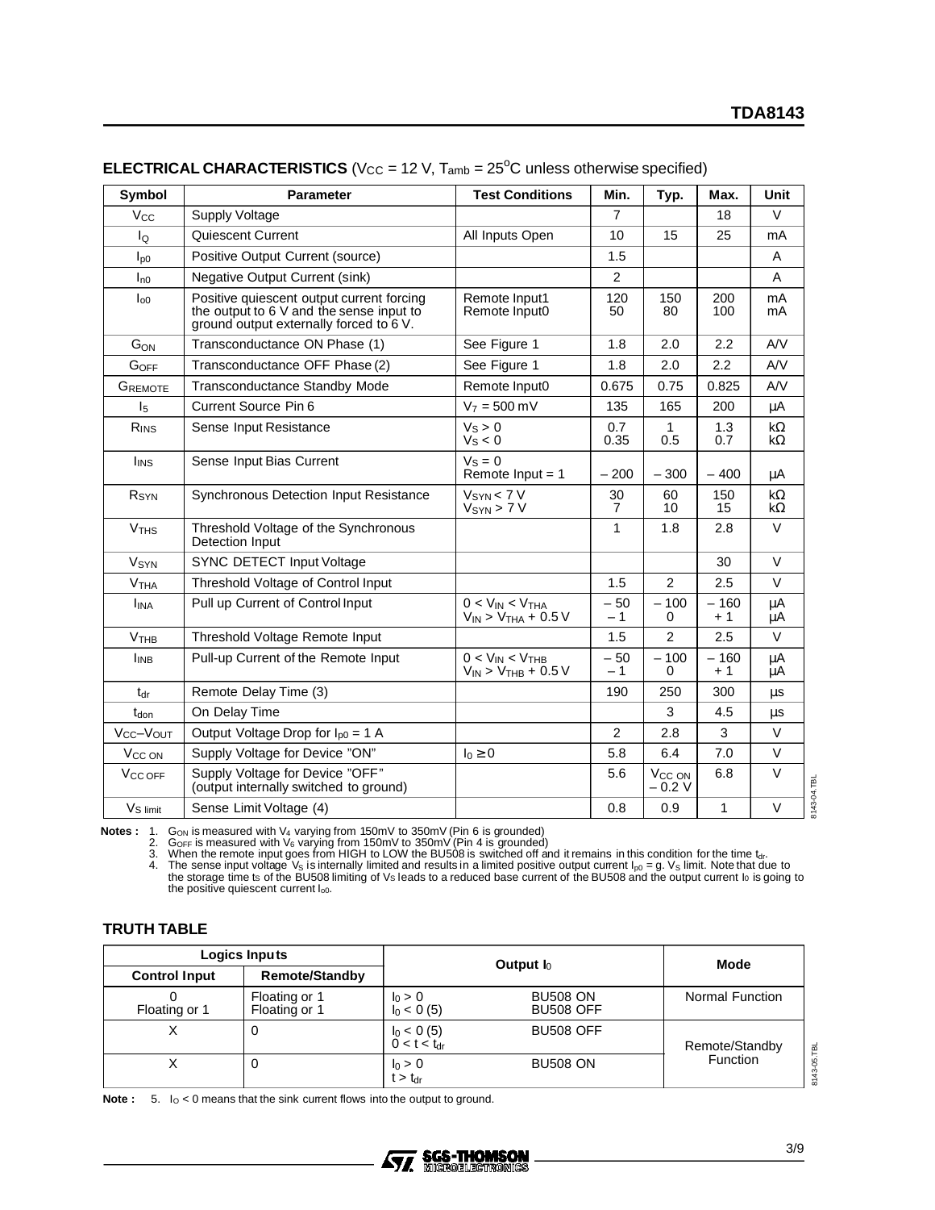## ELECTRICAL CHARACTERISTICS ($V_{CC}$ = 12 V, $T_{amb}$ = 25°C unless otherwise specified)

| Symbol | Parameter | Test Conditions | Min. | Typ. | Max. | Unit |
|---|---|---|---|---|---|---|
| $V_{CC}$ | Supply Voltage | | 7 | | 18 | V |
| $I_Q$ | Quiescent Current | All Inputs Open | 10 | 15 | 25 | mA |
| $I_{p0}$ | Positive Output Current (source) | | 1.5 | | | A |
| $I_{n0}$ | Negative Output Current (sink) | | 2 | | | A |
| $I_{o0}$ | Positive quiescent output current forcing the output to 6 V and the sense input to ground output externally forced to 6 V. | Remote Input1<br>Remote Input0 | 120<br>50 | 150<br>80 | 200<br>100 | mA<br>mA |
| $G_{ON}$ | Transconductance ON Phase (1) | See Figure 1 | 1.8 | 2.0 | 2.2 | A/V |
| $G_{OFF}$ | Transconductance OFF Phase (2) | See Figure 1 | 1.8 | 2.0 | 2.2 | A/V |
| $G_{REMOTE}$ | Transconductance Standby Mode | Remote Input0 | 0.675 | 0.75 | 0.825 | A/V |
| $I_5$ | Current Source Pin 6 | $V_7$ = 500 mV | 135 | 165 | 200 | µA |
| $R_{INS}$ | Sense Input Resistance | $V_S > 0$<br>$V_S < 0$ | 0.7<br>0.35 | 1<br>0.5 | 1.3<br>0.7 | kΩ<br>kΩ |
| $I_{INS}$ | Sense Input Bias Current | $V_S = 0$<br>Remote Input = 1 | – 200 | – 300 | – 400 | µA |
| $R_{SYN}$ | Synchronous Detection Input Resistance | $V_{SYN} < 7$ V<br>$V_{SYN} > 7$ V | 30<br>7 | 60<br>10 | 150<br>15 | kΩ<br>kΩ |
| $V_{THS}$ | Threshold Voltage of the Synchronous Detection Input | | 1 | 1.8 | 2.8 | V |
| $V_{SYN}$ | SYNC DETECT Input Voltage | | | | 30 | V |
| $V_{THA}$ | Threshold Voltage of Control Input | | 1.5 | 2 | 2.5 | V |
| $I_{INA}$ | Pull up Current of Control Input | $0 < V_{IN} < V_{THA}$<br>$V_{IN} > V_{THA} + 0.5$ V | – 50<br>– 1 | – 100<br>0 | – 160<br>+ 1 | µA<br>µA |
| $V_{THB}$ | Threshold Voltage Remote Input | | 1.5 | 2 | 2.5 | V |
| $I_{INB}$ | Pull-up Current of the Remote Input | $0 < V_{IN} < V_{THB}$<br>$V_{IN} > V_{THB} + 0.5$ V | – 50<br>– 1 | – 100<br>0 | – 160<br>+ 1 | µA<br>µA |
| $t_{dr}$ | Remote Delay Time (3) | | 190 | 250 | 300 | µs |
| $t_{don}$ | On Delay Time | | | 3 | 4.5 | µs |
| $V_{CC}$–$V_{OUT}$ | Output Voltage Drop for $I_{p0}$ = 1 A | | 2 | 2.8 | 3 | V |
| $V_{CC\ ON}$ | Supply Voltage for Device "ON" | $I_0 \geq 0$ | 5.8 | 6.4 | 7.0 | V |
| $V_{CC\ OFF}$ | Supply Voltage for Device "OFF" (output internally switched to ground) | | 5.6 | $V_{CC\ ON}$ – 0.2 V | 6.8 | V |
| $V_{S\ limit}$ | Sense Limit Voltage (4) | | 0.8 | 0.9 | 1 | V |

**Notes :**
1. $G_{ON}$ is measured with $V_4$ varying from 150mV to 350mV (Pin 6 is grounded)
2. $G_{OFF}$ is measured with $V_6$ varying from 150mV to 350mV (Pin 4 is grounded)
3. When the remote input goes from HIGH to LOW the BU508 is switched off and it remains in this condition for the time $t_{dr}$.
4. The sense input voltage $V_S$ is internally limited and results in a limited positive output current $I_{p0}$ = g. $V_S$ limit. Note that due to the storage time $t_S$ of the BU508 limiting of $V_S$ leads to a reduced base current of the BU508 and the output current $I_0$ is going to the positive quiescent current $I_{o0}$.

## TRUTH TABLE

| Logics Inputs | | Output $I_0$ | | Mode |
|---|---|---|---|---|
| Control Input | Remote/Standby | | | |
| 0<br>Floating or 1 | Floating or 1<br>Floating or 1 | $I_0 > 0$<br>$I_0 < 0$ (5) | BU508 ON<br>BU508 OFF | Normal Function |
| X | 0 | $I_0 < 0$ (5)<br>$0 < t < t_{dr}$ | BU508 OFF | Remote/Standby Function |
| X | 0 | $I_0 > 0$<br>$t > t_{dr}$ | BU508 ON | |

**Note :** 5. $I_O < 0$ means that the sink current flows into the output to ground.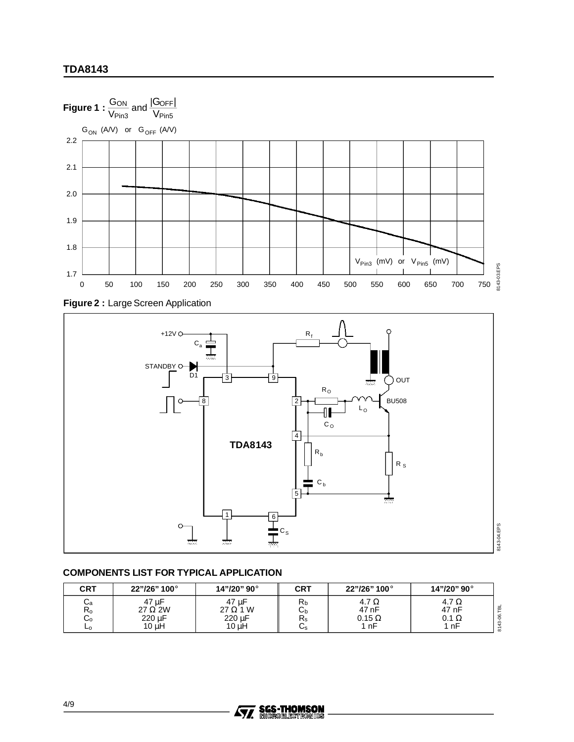**Figure 1 :** $\frac{G_{ON}}{V_{Pin3}}$ and $\frac{|G_{OFF}|}{V_{Pin5}}$

**Figure 2 :** Large Screen Application

### COMPONENTS LIST FOR TYPICAL APPLICATION

| CRT | 22"/26" 100° | 14"/20" 90° | CRT | 22"/26" 100° | 14"/20" 90° |
|---|---|---|---|---|---|
| $C_a$ | 47 µF | 47 µF | $R_b$ | 4.7 Ω | 4.7 Ω |
| $R_o$ | 27 Ω 2W | 27 Ω 1 W | $C_b$ | 47 nF | 47 nF |
| $C_o$ | 220 µF | 220 µF | $R_s$ | 0.15 Ω | 0.1 Ω |
| $L_o$ | 10 µH | 10 µH | $C_s$ | 1 nF | 1 nF |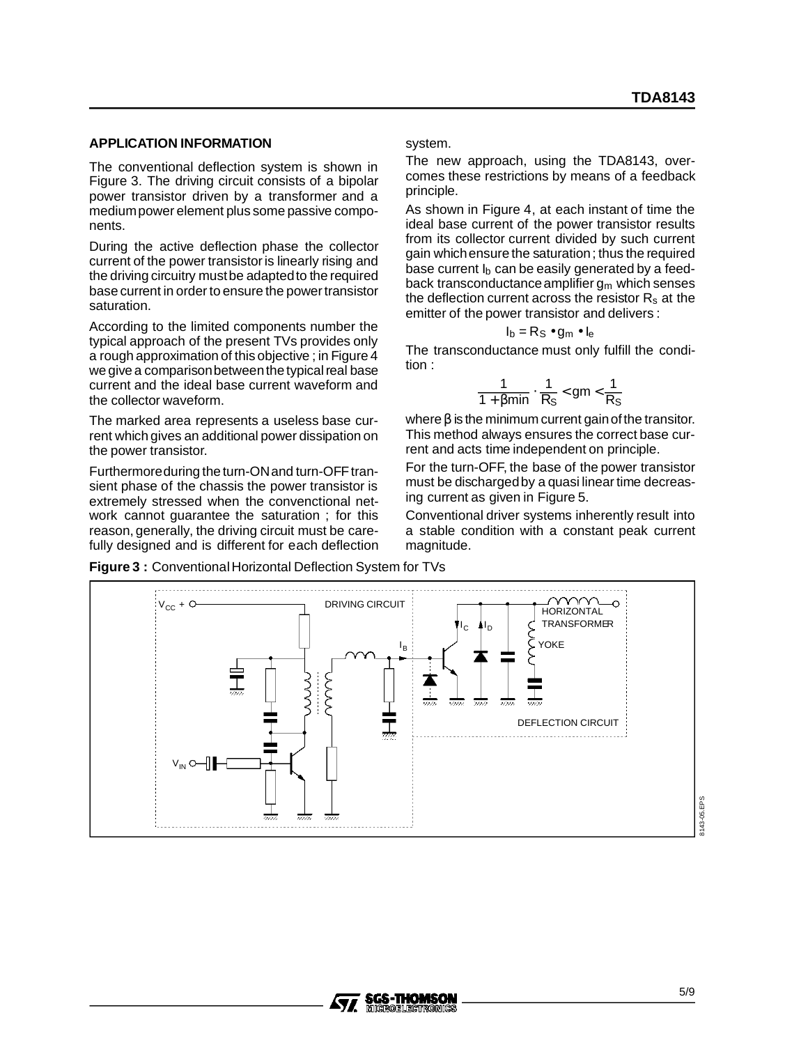## APPLICATION INFORMATION

The conventional deflection system is shown in Figure 3. The driving circuit consists of a bipolar power transistor driven by a transformer and a medium power element plus some passive components.

During the active deflection phase the collector current of the power transistor is linearly rising and the driving circuitry must be adapted to the required base current in order to ensure the power transistor saturation.

According to the limited components number the typical approach of the present TVs provides only a rough approximation of this objective ; in Figure 4 we give a comparison between the typical real base current and the ideal base current waveform and the collector waveform.

The marked area represents a useless base current which gives an additional power dissipation on the power transistor.

Furthermore during the turn-ON and turn-OFF transient phase of the chassis the power transistor is extremely stressed when the convenctional network cannot guarantee the saturation ; for this reason, generally, the driving circuit must be carefully designed and is different for each deflection system.

The new approach, using the TDA8143, overcomes these restrictions by means of a feedback principle.

As shown in Figure 4, at each instant of time the ideal base current of the power transistor results from its collector current divided by such current gain which ensure the saturation ; thus the required base current $I_b$ can be easily generated by a feedback transconductance amplifier $g_m$ which senses the deflection current across the resistor $R_s$ at the emitter of the power transistor and delivers :

$$I_b = R_S \cdot g_m \cdot I_e$$

The transconductance must only fulfill the condition :

$$\frac{1}{1+\beta min} \cdot \frac{1}{R_S} < gm < \frac{1}{R_S}$$

where β is the minimum current gain of the transitor. This method always ensures the correct base current and acts time independent on principle.

For the turn-OFF, the base of the power transistor must be discharged by a quasi linear time decreasing current as given in Figure 5.

Conventional driver systems inherently result into a stable condition with a constant peak current magnitude.

**Figure 3 :** Conventional Horizontal Deflection System for TVs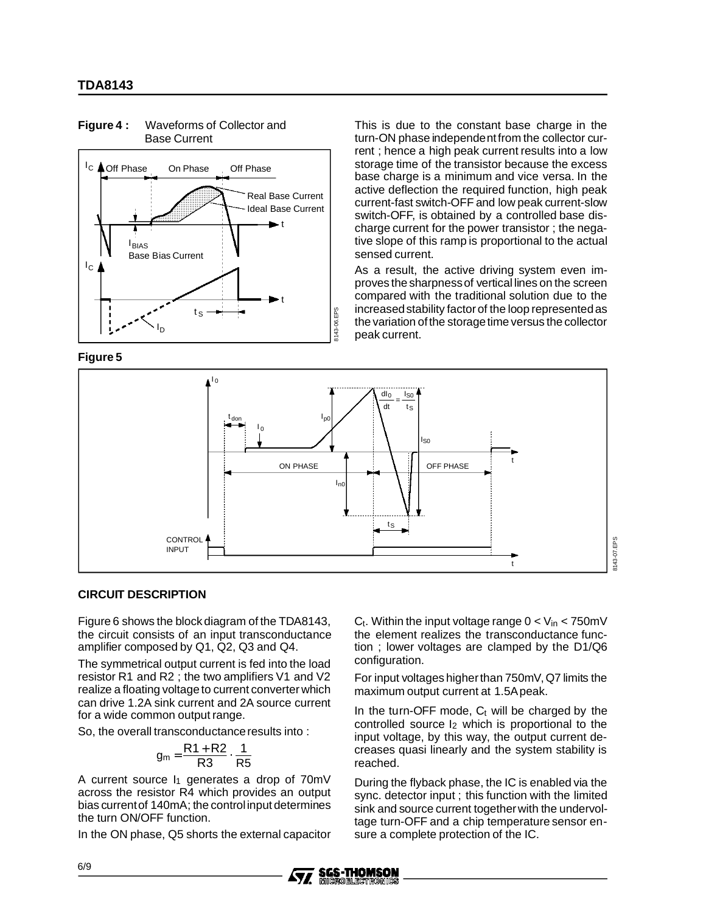**Figure 4 :** Waveforms of Collector and Base Current

This is due to the constant base charge in the turn-ON phase independent from the collector current ; hence a high peak current results into a low storage time of the transistor because the excess base charge is a minimum and vice versa. In the active deflection the required function, high peak current-fast switch-OFF and low peak current-slow switch-OFF, is obtained by a controlled base discharge current for the power transistor ; the negative slope of this ramp is proportional to the actual sensed current.

As a result, the active driving system even improves the sharpness of vertical lines on the screen compared with the traditional solution due to the increased stability factor of the loop represented as the variation of the storage time versus the collector peak current.

**Figure 5**

## CIRCUIT DESCRIPTION

Figure 6 shows the block diagram of the TDA8143, the circuit consists of an input transconductance amplifier composed by Q1, Q2, Q3 and Q4.

The symmetrical output current is fed into the load resistor R1 and R2 ; the two amplifiers V1 and V2 realize a floating voltage to current converter which can drive 1.2A sink current and 2A source current for a wide common output range.

So, the overall transconductance results into :

$$g_m = \frac{R1 + R2}{R3} \cdot \frac{1}{R5}$$

A current source $I_1$ generates a drop of 70mV across the resistor R4 which provides an output bias current of 140mA; the control input determines the turn ON/OFF function.

In the ON phase, Q5 shorts the external capacitor $C_t$. Within the input voltage range $0 < V_{in} < 750mV$ the element realizes the transconductance function ; lower voltages are clamped by the D1/Q6 configuration.

For input voltages higher than 750mV, Q7 limits the maximum output current at 1.5A peak.

In the turn-OFF mode, $C_t$ will be charged by the controlled source $I_2$ which is proportional to the input voltage, by this way, the output current decreases quasi linearly and the system stability is reached.

During the flyback phase, the IC is enabled via the sync. detector input ; this function with the limited sink and source current together with the undervoltage turn-OFF and a chip temperature sensor ensure a complete protection of the IC.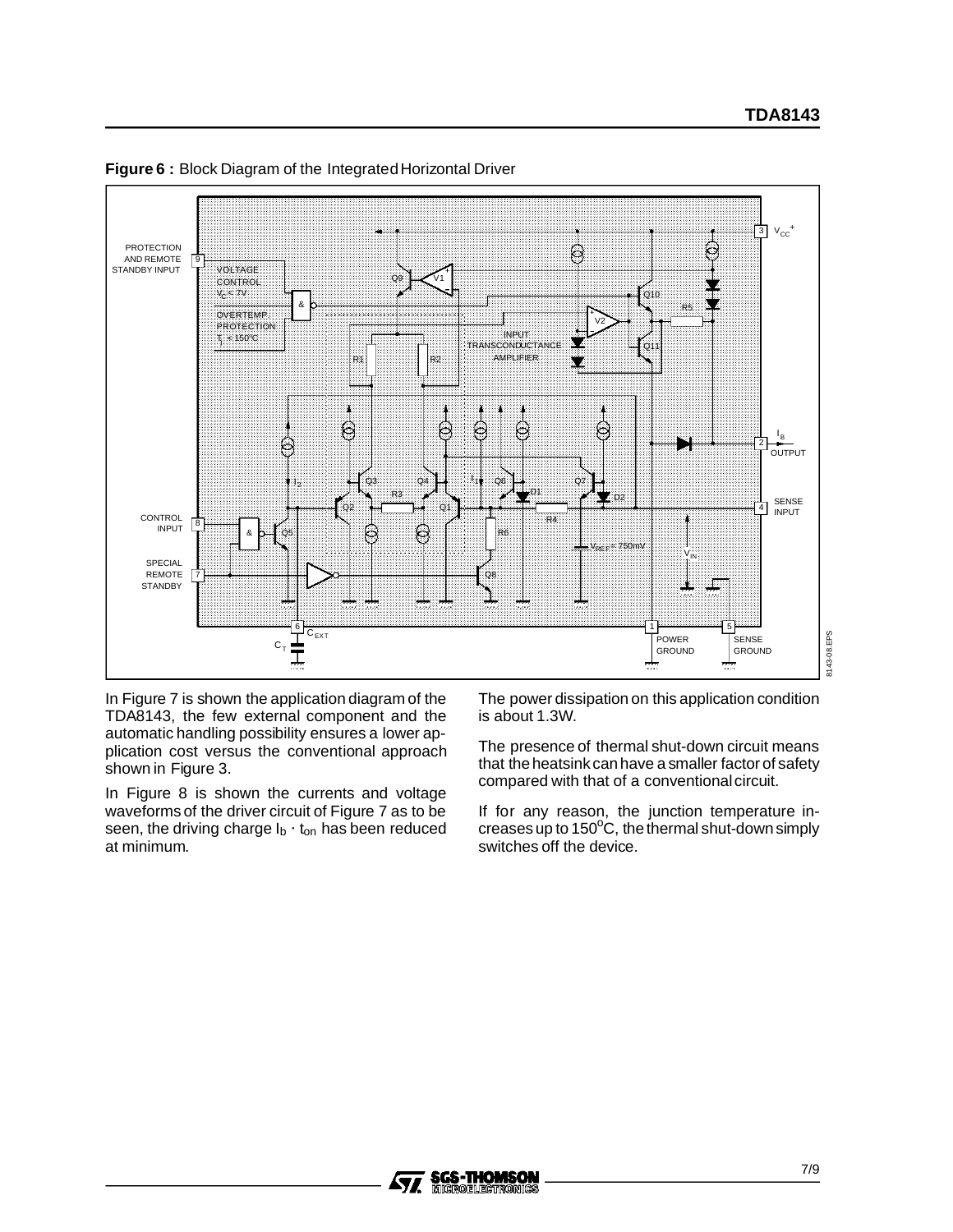**Figure 6 :** Block Diagram of the Integrated Horizontal Driver

In Figure 7 is shown the application diagram of the TDA8143, the few external component and the automatic handling possibility ensures a lower application cost versus the conventional approach shown in Figure 3.

In Figure 8 is shown the currents and voltage waveforms of the driver circuit of Figure 7 as to be seen, the driving charge $I_b \cdot t_{on}$ has been reduced at minimum.

The power dissipation on this application condition is about 1.3W.

The presence of thermal shut-down circuit means that the heatsink can have a smaller factor of safety compared with that of a conventional circuit.

If for any reason, the junction temperature increases up to 150°C, the thermal shut-down simply switches off the device.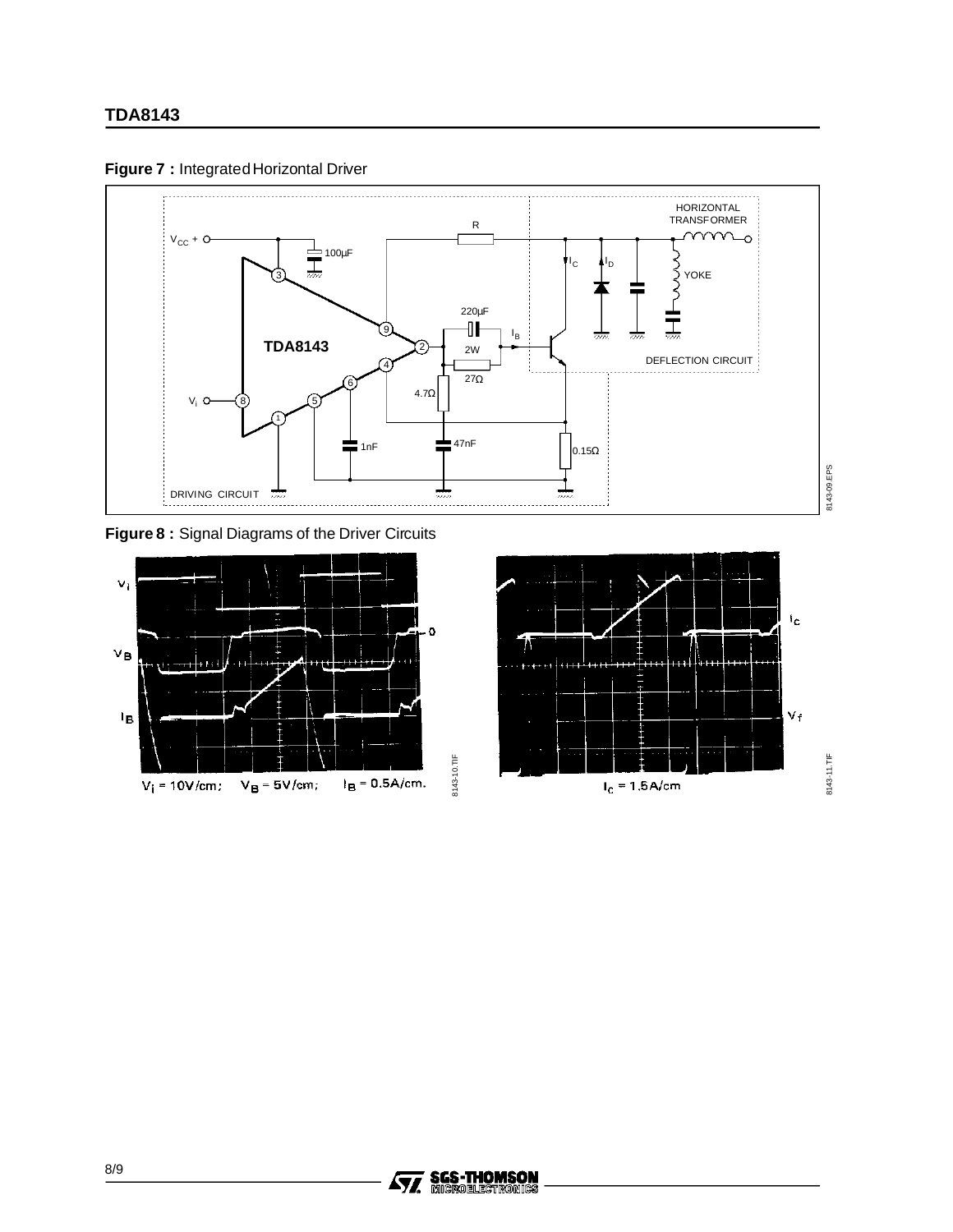**Figure 7 :** Integrated Horizontal Driver

**Figure 8 :** Signal Diagrams of the Driver Circuits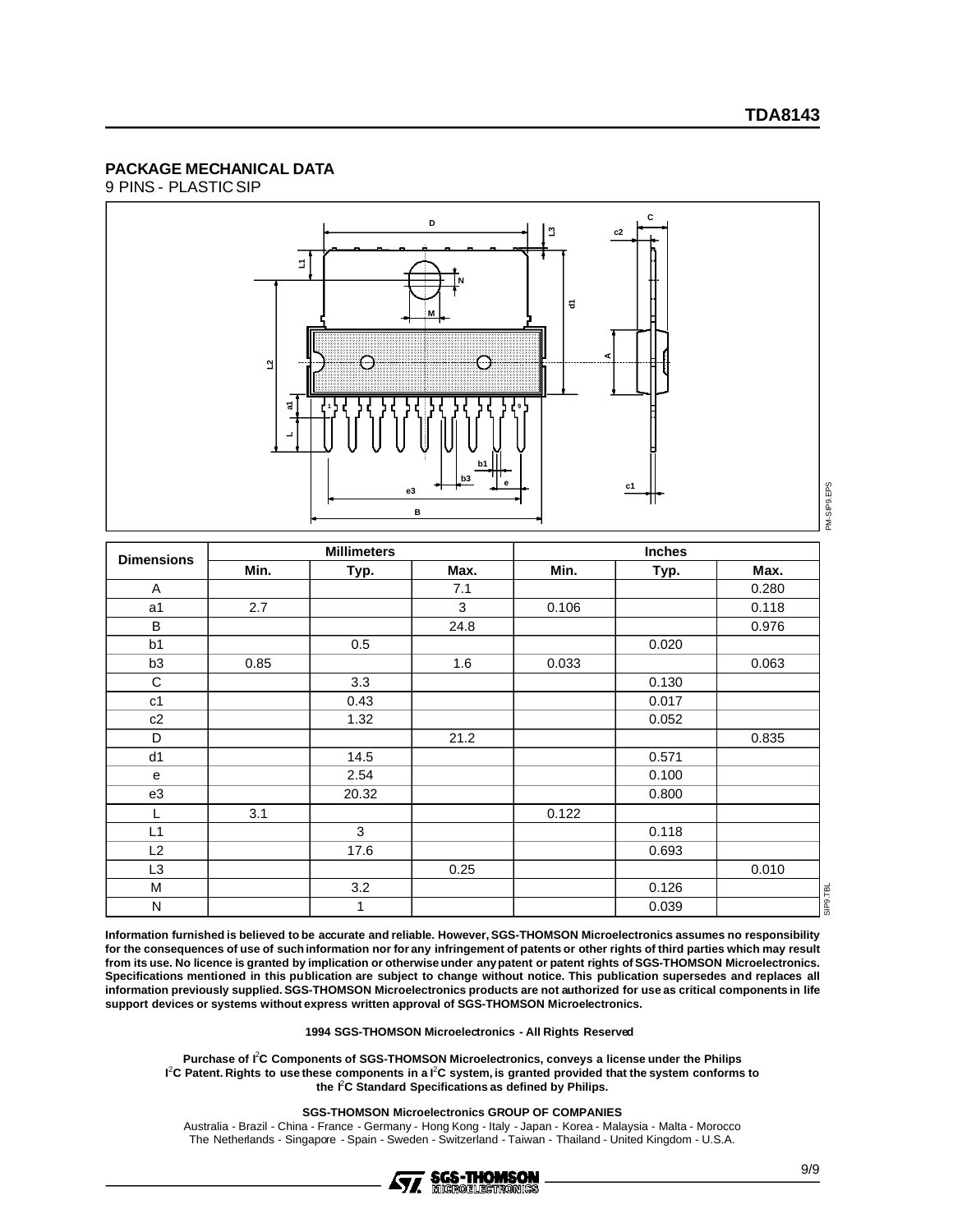## PACKAGE MECHANICAL DATA

9 PINS - PLASTIC SIP

D
L3
C
c2
L1
N
M
d1
A
L2
a1
L
1
9
b1
b3
e
e3
B
c1

PM-SIP9.EPS

| Dimensions | Millimeters | | | Inches | | |
|---|---|---|---|---|---|---|
| | Min. | Typ. | Max. | Min. | Typ. | Max. |
| A | | | 7.1 | | | 0.280 |
| a1 | 2.7 | | 3 | 0.106 | | 0.118 |
| B | | | 24.8 | | | 0.976 |
| b1 | | 0.5 | | | 0.020 | |
| b3 | 0.85 | | 1.6 | 0.033 | | 0.063 |
| C | | 3.3 | | | 0.130 | |
| c1 | | 0.43 | | | 0.017 | |
| c2 | | 1.32 | | | 0.052 | |
| D | | | 21.2 | | | 0.835 |
| d1 | | 14.5 | | | 0.571 | |
| e | | 2.54 | | | 0.100 | |
| e3 | | 20.32 | | | 0.800 | |
| L | 3.1 | | | 0.122 | | |
| L1 | | 3 | | | 0.118 | |
| L2 | | 17.6 | | | 0.693 | |
| L3 | | | 0.25 | | | 0.010 |
| M | | 3.2 | | | 0.126 | |
| N | | 1 | | | 0.039 | |

SIP9.TBL

**Information furnished is believed to be accurate and reliable. However, SGS-THOMSON Microelectronics assumes no responsibility for the consequences of use of such information nor for any infringement of patents or other rights of third parties which may result from its use. No licence is granted by implication or otherwise under any patent or patent rights of SGS-THOMSON Microelectronics. Specifications mentioned in this publication are subject to change without notice. This publication supersedes and replaces all information previously supplied. SGS-THOMSON Microelectronics products are not authorized for use as critical components in life support devices or systems without express written approval of SGS-THOMSON Microelectronics.**

**1994 SGS-THOMSON Microelectronics - All Rights Reserved**

**Purchase of $I^2C$ Components of SGS-THOMSON Microelectronics, conveys a license under the Philips $I^2C$ Patent. Rights to use these components in a $I^2C$ system, is granted provided that the system conforms to the $I^2C$ Standard Specifications as defined by Philips.**

**SGS-THOMSON Microelectronics GROUP OF COMPANIES**

Australia - Brazil - China - France - Germany - Hong Kong - Italy - Japan - Korea - Malaysia - Malta - Morocco
The Netherlands - Singapore - Spain - Sweden - Switzerland - Taiwan - Thailand - United Kingdom - U.S.A.